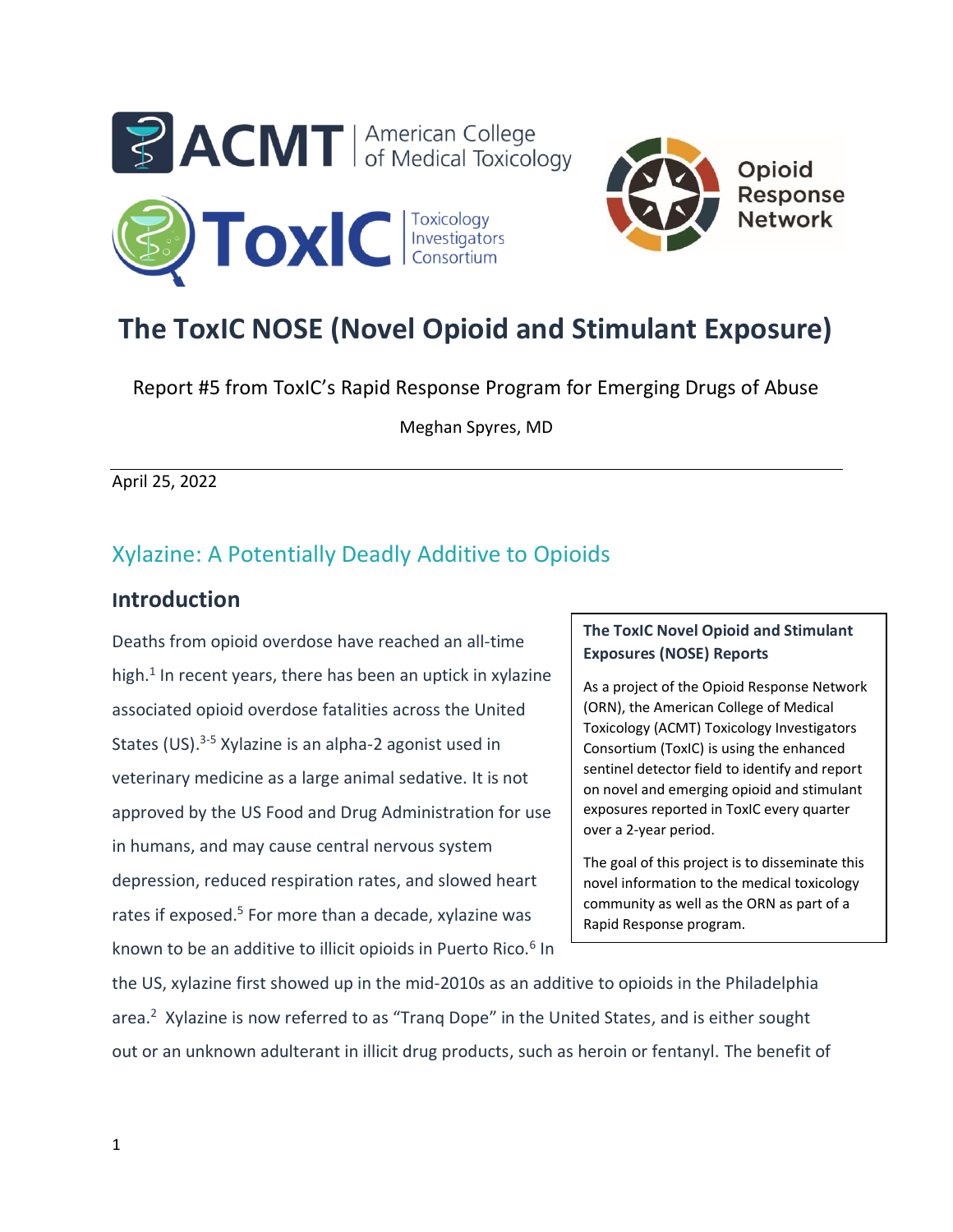# The ToxIC NOSE (Novel Opioid and Stimulant Exposure)

Report #5 from ToxIC's Rapid Response Program for Emerging Drugs of Abuse

Meghan Spyres, MD

April 25, 2022

## Xylazine: A Potentially Deadly Additive to Opioids

### Introduction

Deaths from opioid overdose have reached an all-time high.[1] In recent years, there has been an uptick in xylazine associated opioid overdose fatalities across the United States (US).[3-5] Xylazine is an alpha-2 agonist used in veterinary medicine as a large animal sedative. It is not approved by the US Food and Drug Administration for use in humans, and may cause central nervous system depression, reduced respiration rates, and slowed heart rates if exposed.[5] For more than a decade, xylazine was known to be an additive to illicit opioids in Puerto Rico.[6] In the US, xylazine first showed up in the mid-2010s as an additive to opioids in the Philadelphia area.[2] Xylazine is now referred to as "Tranq Dope" in the United States, and is either sought out or an unknown adulterant in illicit drug products, such as heroin or fentanyl. The benefit of

> **The ToxIC Novel Opioid and Stimulant Exposures (NOSE) Reports**
>
> As a project of the Opioid Response Network (ORN), the American College of Medical Toxicology (ACMT) Toxicology Investigators Consortium (ToxIC) is using the enhanced sentinel detector field to identify and report on novel and emerging opioid and stimulant exposures reported in ToxIC every quarter over a 2-year period.
>
> The goal of this project is to disseminate this novel information to the medical toxicology community as well as the ORN as part of a Rapid Response program.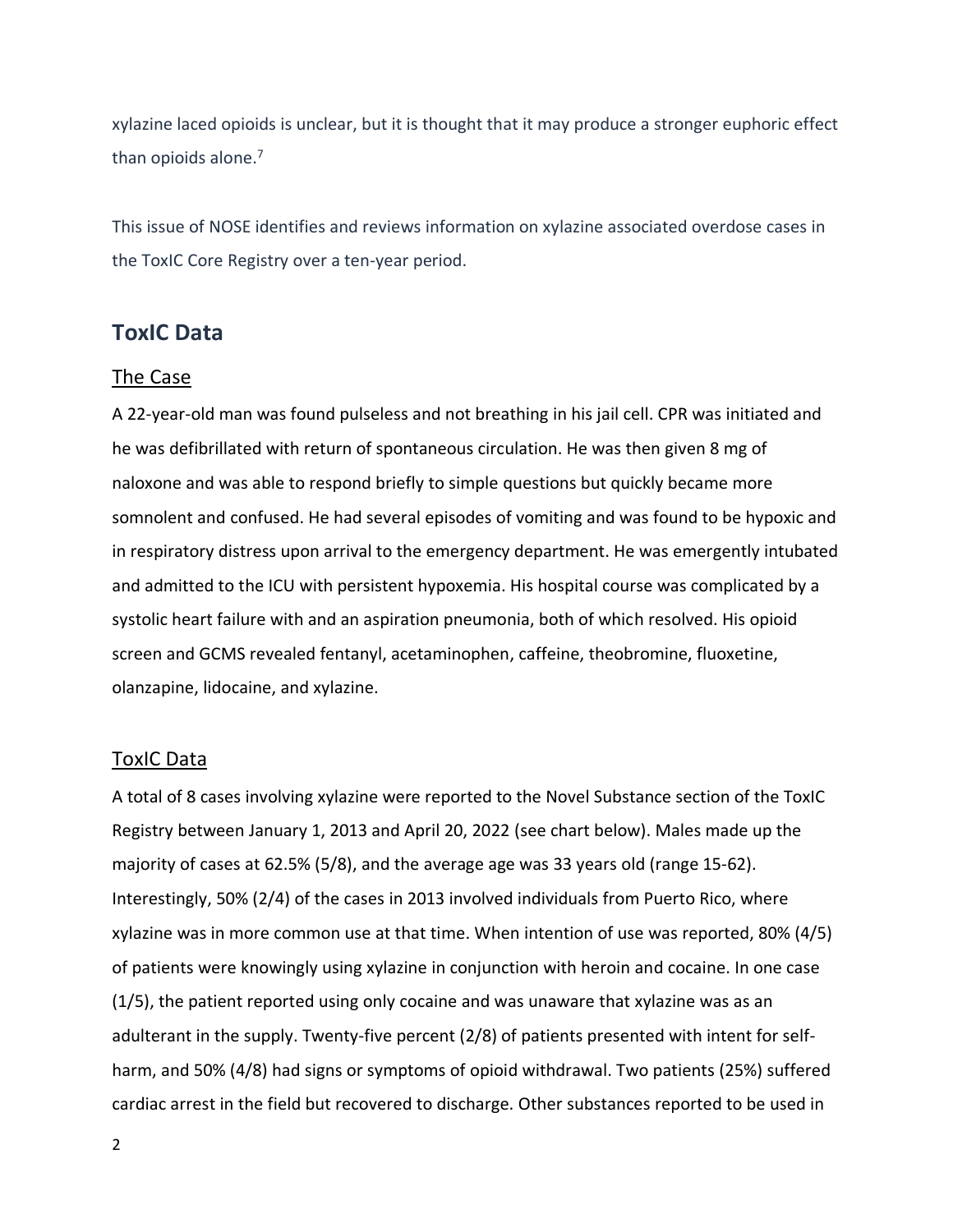xylazine laced opioids is unclear, but it is thought that it may produce a stronger euphoric effect than opioids alone.[7]

This issue of NOSE identifies and reviews information on xylazine associated overdose cases in the ToxIC Core Registry over a ten-year period.

## ToxIC Data

### The Case

A 22-year-old man was found pulseless and not breathing in his jail cell. CPR was initiated and he was defibrillated with return of spontaneous circulation. He was then given 8 mg of naloxone and was able to respond briefly to simple questions but quickly became more somnolent and confused. He had several episodes of vomiting and was found to be hypoxic and in respiratory distress upon arrival to the emergency department. He was emergently intubated and admitted to the ICU with persistent hypoxemia. His hospital course was complicated by a systolic heart failure with and an aspiration pneumonia, both of which resolved. His opioid screen and GCMS revealed fentanyl, acetaminophen, caffeine, theobromine, fluoxetine, olanzapine, lidocaine, and xylazine.

### ToxIC Data

A total of 8 cases involving xylazine were reported to the Novel Substance section of the ToxIC Registry between January 1, 2013 and April 20, 2022 (see chart below). Males made up the majority of cases at 62.5% (5/8), and the average age was 33 years old (range 15-62). Interestingly, 50% (2/4) of the cases in 2013 involved individuals from Puerto Rico, where xylazine was in more common use at that time. When intention of use was reported, 80% (4/5) of patients were knowingly using xylazine in conjunction with heroin and cocaine. In one case (1/5), the patient reported using only cocaine and was unaware that xylazine was as an adulterant in the supply. Twenty-five percent (2/8) of patients presented with intent for self-harm, and 50% (4/8) had signs or symptoms of opioid withdrawal. Two patients (25%) suffered cardiac arrest in the field but recovered to discharge. Other substances reported to be used in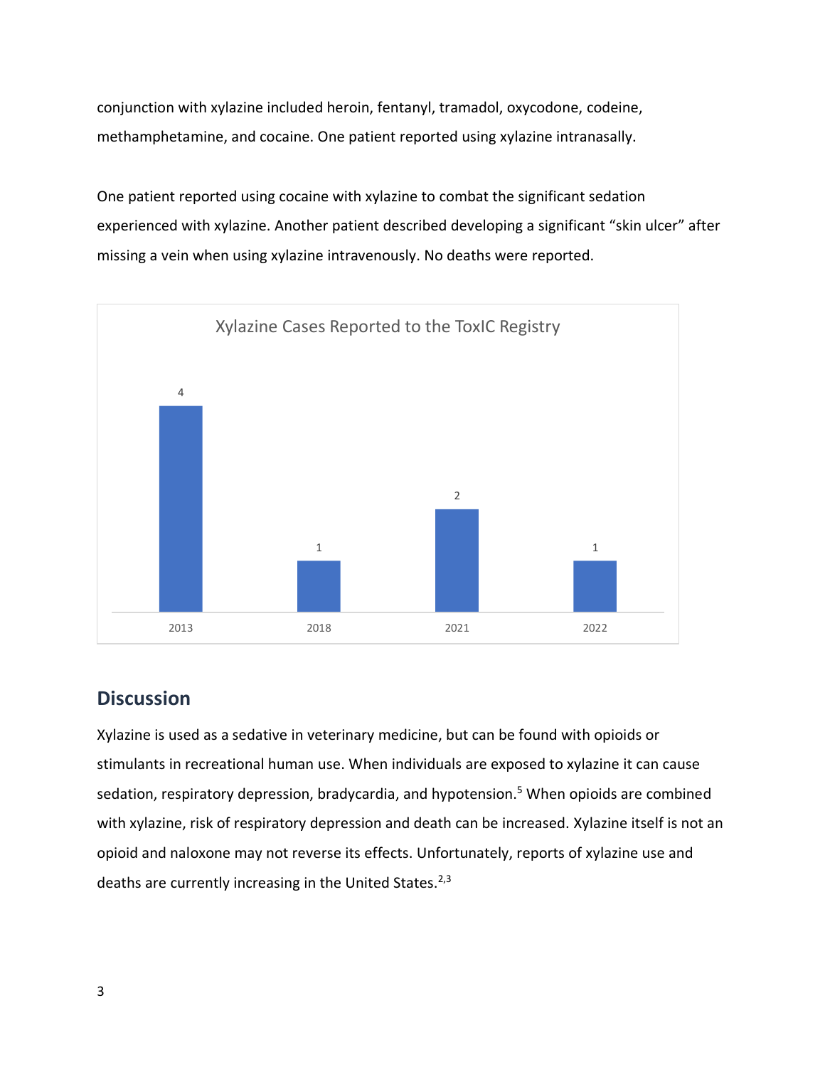conjunction with xylazine included heroin, fentanyl, tramadol, oxycodone, codeine, methamphetamine, and cocaine. One patient reported using xylazine intranasally.

One patient reported using cocaine with xylazine to combat the significant sedation experienced with xylazine. Another patient described developing a significant "skin ulcer" after missing a vein when using xylazine intravenously. No deaths were reported.

Xylazine Cases Reported to the ToxIC Registry

| Year | Cases |
| --- | --- |
| 2013 | 4 |
| 2018 | 1 |
| 2021 | 2 |
| 2022 | 1 |

## Discussion

Xylazine is used as a sedative in veterinary medicine, but can be found with opioids or stimulants in recreational human use. When individuals are exposed to xylazine it can cause sedation, respiratory depression, bradycardia, and hypotension.[5] When opioids are combined with xylazine, risk of respiratory depression and death can be increased. Xylazine itself is not an opioid and naloxone may not reverse its effects. Unfortunately, reports of xylazine use and deaths are currently increasing in the United States.[2,3]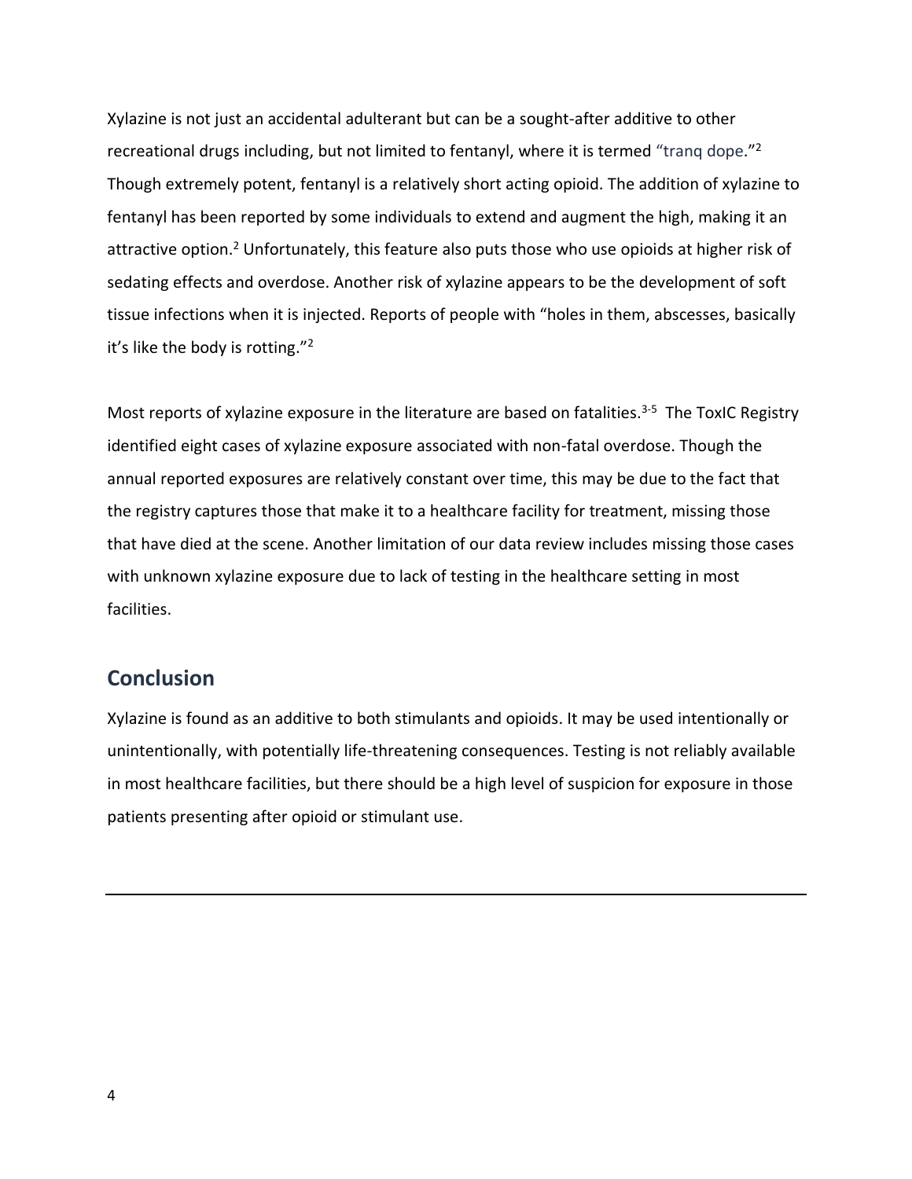Xylazine is not just an accidental adulterant but can be a sought-after additive to other recreational drugs including, but not limited to fentanyl, where it is termed "tranq dope."[2] Though extremely potent, fentanyl is a relatively short acting opioid. The addition of xylazine to fentanyl has been reported by some individuals to extend and augment the high, making it an attractive option.[2] Unfortunately, this feature also puts those who use opioids at higher risk of sedating effects and overdose. Another risk of xylazine appears to be the development of soft tissue infections when it is injected. Reports of people with "holes in them, abscesses, basically it's like the body is rotting."[2]

Most reports of xylazine exposure in the literature are based on fatalities.[3-5] The ToxIC Registry identified eight cases of xylazine exposure associated with non-fatal overdose. Though the annual reported exposures are relatively constant over time, this may be due to the fact that the registry captures those that make it to a healthcare facility for treatment, missing those that have died at the scene. Another limitation of our data review includes missing those cases with unknown xylazine exposure due to lack of testing in the healthcare setting in most facilities.

## Conclusion

Xylazine is found as an additive to both stimulants and opioids. It may be used intentionally or unintentionally, with potentially life-threatening consequences. Testing is not reliably available in most healthcare facilities, but there should be a high level of suspicion for exposure in those patients presenting after opioid or stimulant use.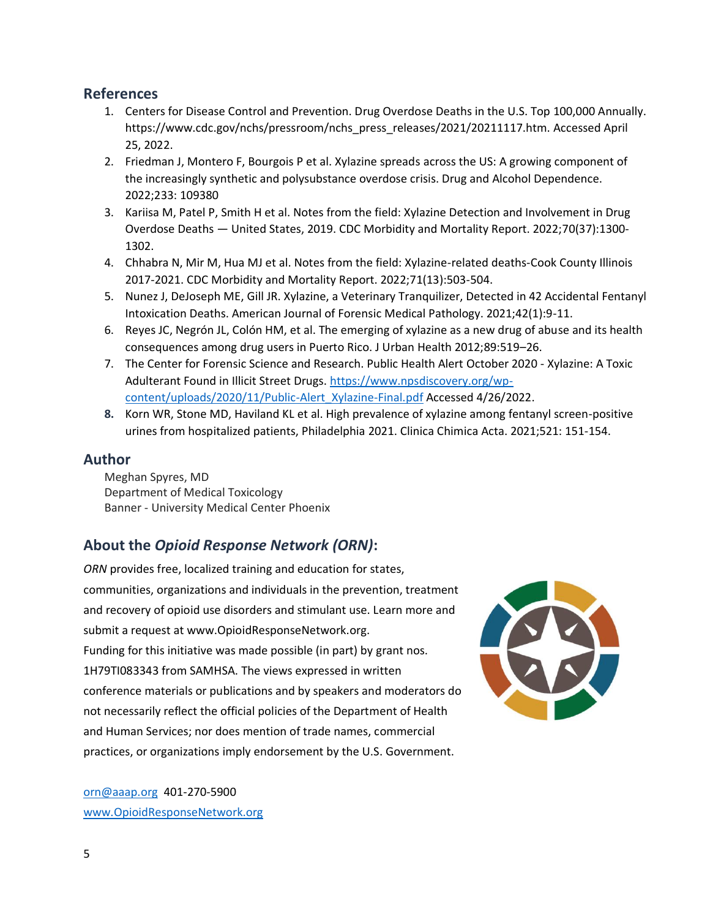## References

1. Centers for Disease Control and Prevention. Drug Overdose Deaths in the U.S. Top 100,000 Annually. https://www.cdc.gov/nchs/pressroom/nchs_press_releases/2021/20211117.htm. Accessed April 25, 2022.
2. Friedman J, Montero F, Bourgois P et al. Xylazine spreads across the US: A growing component of the increasingly synthetic and polysubstance overdose crisis. Drug and Alcohol Dependence. 2022;233: 109380
3. Kariisa M, Patel P, Smith H et al. Notes from the field: Xylazine Detection and Involvement in Drug Overdose Deaths — United States, 2019. CDC Morbidity and Mortality Report. 2022;70(37):1300-1302.
4. Chhabra N, Mir M, Hua MJ et al. Notes from the field: Xylazine-related deaths-Cook County Illinois 2017-2021. CDC Morbidity and Mortality Report. 2022;71(13):503-504.
5. Nunez J, DeJoseph ME, Gill JR. Xylazine, a Veterinary Tranquilizer, Detected in 42 Accidental Fentanyl Intoxication Deaths. American Journal of Forensic Medical Pathology. 2021;42(1):9-11.
6. Reyes JC, Negrón JL, Colón HM, et al. The emerging of xylazine as a new drug of abuse and its health consequences among drug users in Puerto Rico. J Urban Health 2012;89:519–26.
7. The Center for Forensic Science and Research. Public Health Alert October 2020 - Xylazine: A Toxic Adulterant Found in Illicit Street Drugs. https://www.npsdiscovery.org/wp-content/uploads/2020/11/Public-Alert_Xylazine-Final.pdf Accessed 4/26/2022.
8. Korn WR, Stone MD, Haviland KL et al. High prevalence of xylazine among fentanyl screen-positive urines from hospitalized patients, Philadelphia 2021. Clinica Chimica Acta. 2021;521: 151-154.

## Author

Meghan Spyres, MD
Department of Medical Toxicology
Banner - University Medical Center Phoenix

## About the *Opioid Response Network (ORN)*:

*ORN* provides free, localized training and education for states, communities, organizations and individuals in the prevention, treatment and recovery of opioid use disorders and stimulant use. Learn more and submit a request at www.OpioidResponseNetwork.org.
Funding for this initiative was made possible (in part) by grant nos. 1H79TI083343 from SAMHSA. The views expressed in written conference materials or publications and by speakers and moderators do not necessarily reflect the official policies of the Department of Health and Human Services; nor does mention of trade names, commercial practices, or organizations imply endorsement by the U.S. Government.

orn@aaap.org 401-270-5900
www.OpioidResponseNetwork.org